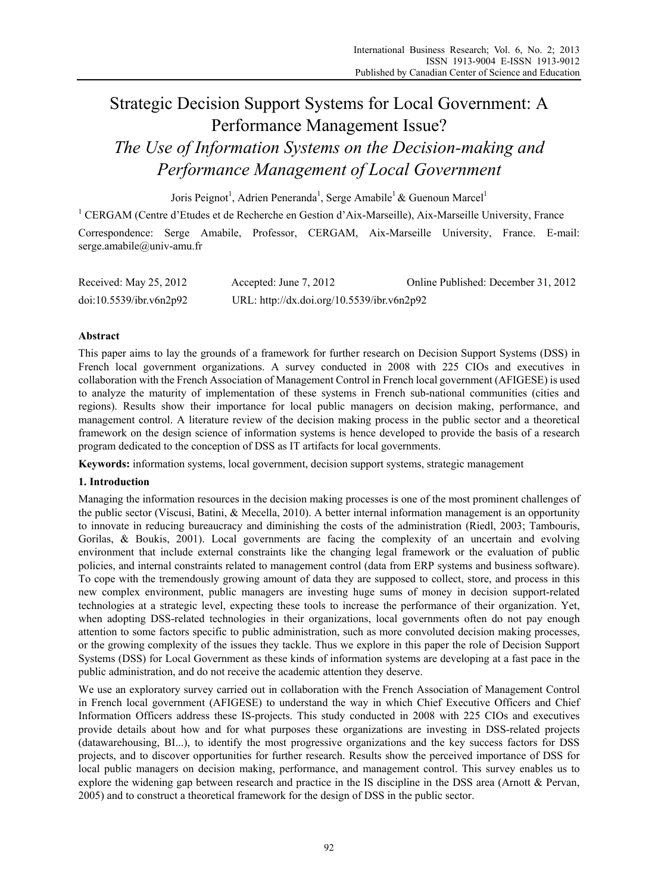# Strategic Decision Support Systems for Local Government: A Performance Management Issue?

## *The Use of Information Systems on the Decision-making and Performance Management of Local Government*

Joris Peignot[1], Adrien Peneranda[1], Serge Amabile[1] & Guenoun Marcel[1]

[1] CERGAM (Centre d'Etudes et de Recherche en Gestion d'Aix-Marseille), Aix-Marseille University, France

Correspondence: Serge Amabile, Professor, CERGAM, Aix-Marseille University, France. E-mail: serge.amabile@univ-amu.fr

Received: May 25, 2012    Accepted: June 7, 2012    Online Published: December 31, 2012

doi:10.5539/ibr.v6n2p92    URL: http://dx.doi.org/10.5539/ibr.v6n2p92

**Abstract**

This paper aims to lay the grounds of a framework for further research on Decision Support Systems (DSS) in French local government organizations. A survey conducted in 2008 with 225 CIOs and executives in collaboration with the French Association of Management Control in French local government (AFIGESE) is used to analyze the maturity of implementation of these systems in French sub-national communities (cities and regions). Results show their importance for local public managers on decision making, performance, and management control. A literature review of the decision making process in the public sector and a theoretical framework on the design science of information systems is hence developed to provide the basis of a research program dedicated to the conception of DSS as IT artifacts for local governments.

**Keywords:** information systems, local government, decision support systems, strategic management

## 1. Introduction

Managing the information resources in the decision making processes is one of the most prominent challenges of the public sector (Viscusi, Batini, & Mecella, 2010). A better internal information management is an opportunity to innovate in reducing bureaucracy and diminishing the costs of the administration (Riedl, 2003; Tambouris, Gorilas, & Boukis, 2001). Local governments are facing the complexity of an uncertain and evolving environment that include external constraints like the changing legal framework or the evaluation of public policies, and internal constraints related to management control (data from ERP systems and business software). To cope with the tremendously growing amount of data they are supposed to collect, store, and process in this new complex environment, public managers are investing huge sums of money in decision support-related technologies at a strategic level, expecting these tools to increase the performance of their organization. Yet, when adopting DSS-related technologies in their organizations, local governments often do not pay enough attention to some factors specific to public administration, such as more convoluted decision making processes, or the growing complexity of the issues they tackle. Thus we explore in this paper the role of Decision Support Systems (DSS) for Local Government as these kinds of information systems are developing at a fast pace in the public administration, and do not receive the academic attention they deserve.

We use an exploratory survey carried out in collaboration with the French Association of Management Control in French local government (AFIGESE) to understand the way in which Chief Executive Officers and Chief Information Officers address these IS-projects. This study conducted in 2008 with 225 CIOs and executives provide details about how and for what purposes these organizations are investing in DSS-related projects (datawarehousing, BI...), to identify the most progressive organizations and the key success factors for DSS projects, and to discover opportunities for further research. Results show the perceived importance of DSS for local public managers on decision making, performance, and management control. This survey enables us to explore the widening gap between research and practice in the IS discipline in the DSS area (Arnott & Pervan, 2005) and to construct a theoretical framework for the design of DSS in the public sector.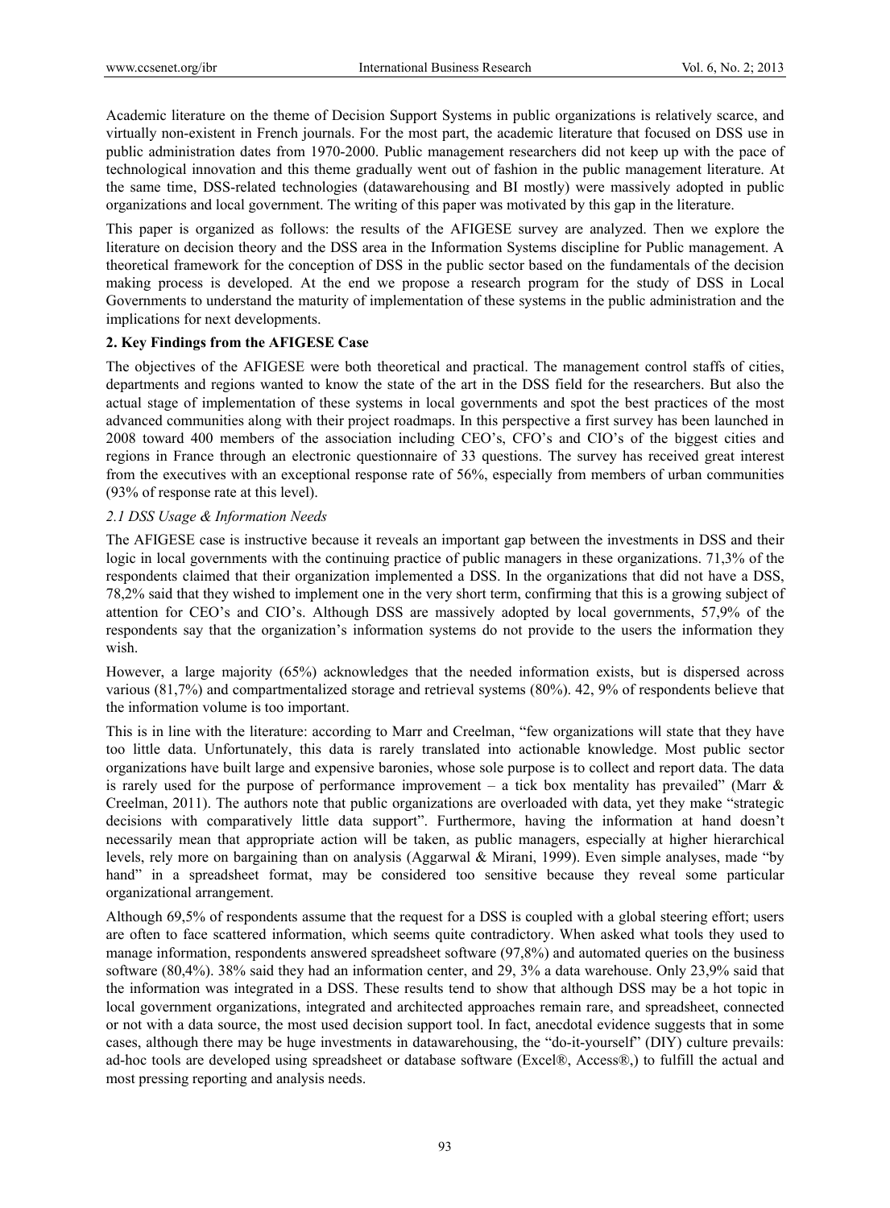Academic literature on the theme of Decision Support Systems in public organizations is relatively scarce, and virtually non-existent in French journals. For the most part, the academic literature that focused on DSS use in public administration dates from 1970-2000. Public management researchers did not keep up with the pace of technological innovation and this theme gradually went out of fashion in the public management literature. At the same time, DSS-related technologies (datawarehousing and BI mostly) were massively adopted in public organizations and local government. The writing of this paper was motivated by this gap in the literature.

This paper is organized as follows: the results of the AFIGESE survey are analyzed. Then we explore the literature on decision theory and the DSS area in the Information Systems discipline for Public management. A theoretical framework for the conception of DSS in the public sector based on the fundamentals of the decision making process is developed. At the end we propose a research program for the study of DSS in Local Governments to understand the maturity of implementation of these systems in the public administration and the implications for next developments.

## 2. Key Findings from the AFIGESE Case

The objectives of the AFIGESE were both theoretical and practical. The management control staffs of cities, departments and regions wanted to know the state of the art in the DSS field for the researchers. But also the actual stage of implementation of these systems in local governments and spot the best practices of the most advanced communities along with their project roadmaps. In this perspective a first survey has been launched in 2008 toward 400 members of the association including CEO's, CFO's and CIO's of the biggest cities and regions in France through an electronic questionnaire of 33 questions. The survey has received great interest from the executives with an exceptional response rate of 56%, especially from members of urban communities (93% of response rate at this level).

### *2.1 DSS Usage & Information Needs*

The AFIGESE case is instructive because it reveals an important gap between the investments in DSS and their logic in local governments with the continuing practice of public managers in these organizations. 71,3% of the respondents claimed that their organization implemented a DSS. In the organizations that did not have a DSS, 78,2% said that they wished to implement one in the very short term, confirming that this is a growing subject of attention for CEO's and CIO's. Although DSS are massively adopted by local governments, 57,9% of the respondents say that the organization's information systems do not provide to the users the information they wish.

However, a large majority (65%) acknowledges that the needed information exists, but is dispersed across various (81,7%) and compartmentalized storage and retrieval systems (80%). 42, 9% of respondents believe that the information volume is too important.

This is in line with the literature: according to Marr and Creelman, "few organizations will state that they have too little data. Unfortunately, this data is rarely translated into actionable knowledge. Most public sector organizations have built large and expensive baronies, whose sole purpose is to collect and report data. The data is rarely used for the purpose of performance improvement – a tick box mentality has prevailed" (Marr & Creelman, 2011). The authors note that public organizations are overloaded with data, yet they make "strategic decisions with comparatively little data support". Furthermore, having the information at hand doesn't necessarily mean that appropriate action will be taken, as public managers, especially at higher hierarchical levels, rely more on bargaining than on analysis (Aggarwal & Mirani, 1999). Even simple analyses, made "by hand" in a spreadsheet format, may be considered too sensitive because they reveal some particular organizational arrangement.

Although 69,5% of respondents assume that the request for a DSS is coupled with a global steering effort; users are often to face scattered information, which seems quite contradictory. When asked what tools they used to manage information, respondents answered spreadsheet software (97,8%) and automated queries on the business software (80,4%). 38% said they had an information center, and 29, 3% a data warehouse. Only 23,9% said that the information was integrated in a DSS. These results tend to show that although DSS may be a hot topic in local government organizations, integrated and architected approaches remain rare, and spreadsheet, connected or not with a data source, the most used decision support tool. In fact, anecdotal evidence suggests that in some cases, although there may be huge investments in datawarehousing, the "do-it-yourself" (DIY) culture prevails: ad-hoc tools are developed using spreadsheet or database software (Excel®, Access®,) to fulfill the actual and most pressing reporting and analysis needs.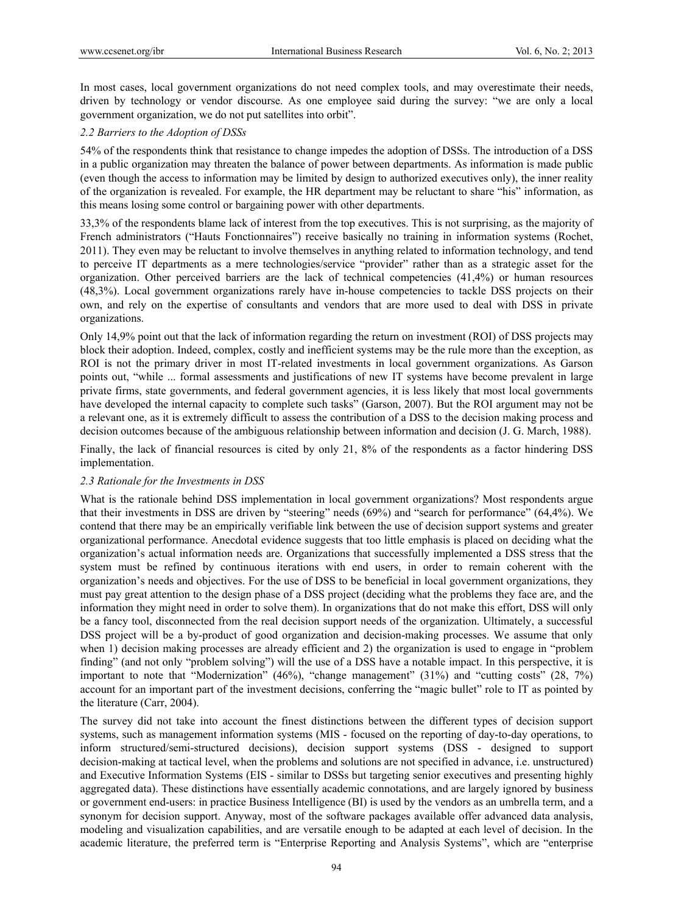In most cases, local government organizations do not need complex tools, and may overestimate their needs, driven by technology or vendor discourse. As one employee said during the survey: "we are only a local government organization, we do not put satellites into orbit".

### *2.2 Barriers to the Adoption of DSSs*

54% of the respondents think that resistance to change impedes the adoption of DSSs. The introduction of a DSS in a public organization may threaten the balance of power between departments. As information is made public (even though the access to information may be limited by design to authorized executives only), the inner reality of the organization is revealed. For example, the HR department may be reluctant to share "his" information, as this means losing some control or bargaining power with other departments.

33,3% of the respondents blame lack of interest from the top executives. This is not surprising, as the majority of French administrators ("Hauts Fonctionnaires") receive basically no training in information systems (Rochet, 2011). They even may be reluctant to involve themselves in anything related to information technology, and tend to perceive IT departments as a mere technologies/service "provider" rather than as a strategic asset for the organization. Other perceived barriers are the lack of technical competencies (41,4%) or human resources (48,3%). Local government organizations rarely have in-house competencies to tackle DSS projects on their own, and rely on the expertise of consultants and vendors that are more used to deal with DSS in private organizations.

Only 14,9% point out that the lack of information regarding the return on investment (ROI) of DSS projects may block their adoption. Indeed, complex, costly and inefficient systems may be the rule more than the exception, as ROI is not the primary driver in most IT-related investments in local government organizations. As Garson points out, "while ... formal assessments and justifications of new IT systems have become prevalent in large private firms, state governments, and federal government agencies, it is less likely that most local governments have developed the internal capacity to complete such tasks" (Garson, 2007). But the ROI argument may not be a relevant one, as it is extremely difficult to assess the contribution of a DSS to the decision making process and decision outcomes because of the ambiguous relationship between information and decision (J. G. March, 1988).

Finally, the lack of financial resources is cited by only 21, 8% of the respondents as a factor hindering DSS implementation.

### *2.3 Rationale for the Investments in DSS*

What is the rationale behind DSS implementation in local government organizations? Most respondents argue that their investments in DSS are driven by "steering" needs (69%) and "search for performance" (64,4%). We contend that there may be an empirically verifiable link between the use of decision support systems and greater organizational performance. Anecdotal evidence suggests that too little emphasis is placed on deciding what the organization's actual information needs are. Organizations that successfully implemented a DSS stress that the system must be refined by continuous iterations with end users, in order to remain coherent with the organization's needs and objectives. For the use of DSS to be beneficial in local government organizations, they must pay great attention to the design phase of a DSS project (deciding what the problems they face are, and the information they might need in order to solve them). In organizations that do not make this effort, DSS will only be a fancy tool, disconnected from the real decision support needs of the organization. Ultimately, a successful DSS project will be a by-product of good organization and decision-making processes. We assume that only when 1) decision making processes are already efficient and 2) the organization is used to engage in "problem finding" (and not only "problem solving") will the use of a DSS have a notable impact. In this perspective, it is important to note that "Modernization" (46%), "change management" (31%) and "cutting costs" (28, 7%) account for an important part of the investment decisions, conferring the "magic bullet" role to IT as pointed by the literature (Carr, 2004).

The survey did not take into account the finest distinctions between the different types of decision support systems, such as management information systems (MIS - focused on the reporting of day-to-day operations, to inform structured/semi-structured decisions), decision support systems (DSS - designed to support decision-making at tactical level, when the problems and solutions are not specified in advance, i.e. unstructured) and Executive Information Systems (EIS - similar to DSSs but targeting senior executives and presenting highly aggregated data). These distinctions have essentially academic connotations, and are largely ignored by business or government end-users: in practice Business Intelligence (BI) is used by the vendors as an umbrella term, and a synonym for decision support. Anyway, most of the software packages available offer advanced data analysis, modeling and visualization capabilities, and are versatile enough to be adapted at each level of decision. In the academic literature, the preferred term is "Enterprise Reporting and Analysis Systems", which are "enterprise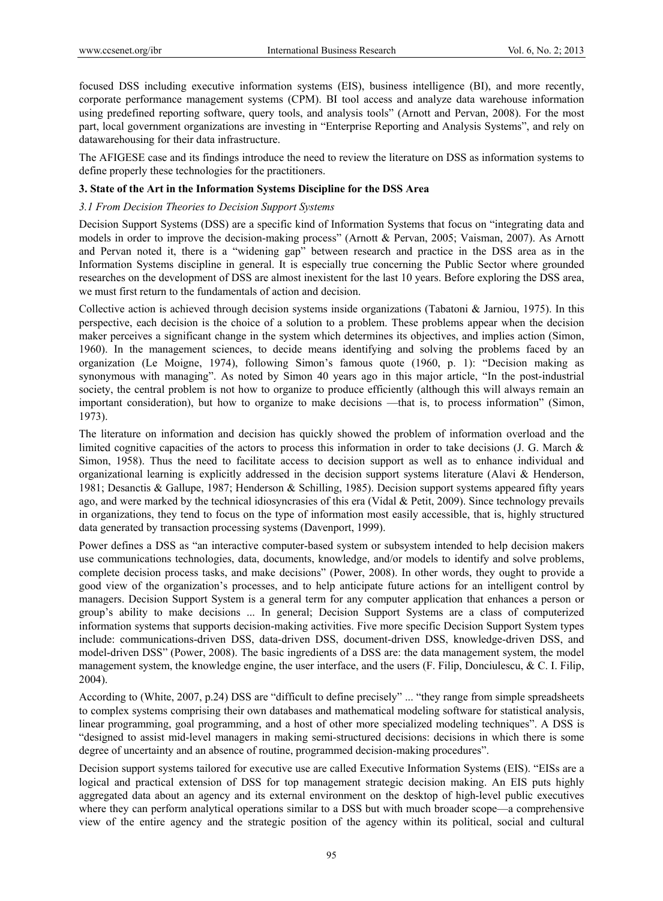focused DSS including executive information systems (EIS), business intelligence (BI), and more recently, corporate performance management systems (CPM). BI tool access and analyze data warehouse information using predefined reporting software, query tools, and analysis tools" (Arnott and Pervan, 2008). For the most part, local government organizations are investing in "Enterprise Reporting and Analysis Systems", and rely on datawarehousing for their data infrastructure.

The AFIGESE case and its findings introduce the need to review the literature on DSS as information systems to define properly these technologies for the practitioners.

### 3. State of the Art in the Information Systems Discipline for the DSS Area

#### *3.1 From Decision Theories to Decision Support Systems*

Decision Support Systems (DSS) are a specific kind of Information Systems that focus on "integrating data and models in order to improve the decision-making process" (Arnott & Pervan, 2005; Vaisman, 2007). As Arnott and Pervan noted it, there is a "widening gap" between research and practice in the DSS area as in the Information Systems discipline in general. It is especially true concerning the Public Sector where grounded researches on the development of DSS are almost inexistent for the last 10 years. Before exploring the DSS area, we must first return to the fundamentals of action and decision.

Collective action is achieved through decision systems inside organizations (Tabatoni & Jarniou, 1975). In this perspective, each decision is the choice of a solution to a problem. These problems appear when the decision maker perceives a significant change in the system which determines its objectives, and implies action (Simon, 1960). In the management sciences, to decide means identifying and solving the problems faced by an organization (Le Moigne, 1974), following Simon's famous quote (1960, p. 1): "Decision making as synonymous with managing". As noted by Simon 40 years ago in this major article, "In the post-industrial society, the central problem is not how to organize to produce efficiently (although this will always remain an important consideration), but how to organize to make decisions —that is, to process information" (Simon, 1973).

The literature on information and decision has quickly showed the problem of information overload and the limited cognitive capacities of the actors to process this information in order to take decisions (J. G. March & Simon, 1958). Thus the need to facilitate access to decision support as well as to enhance individual and organizational learning is explicitly addressed in the decision support systems literature (Alavi & Henderson, 1981; Desanctis & Gallupe, 1987; Henderson & Schilling, 1985). Decision support systems appeared fifty years ago, and were marked by the technical idiosyncrasies of this era (Vidal & Petit, 2009). Since technology prevails in organizations, they tend to focus on the type of information most easily accessible, that is, highly structured data generated by transaction processing systems (Davenport, 1999).

Power defines a DSS as "an interactive computer-based system or subsystem intended to help decision makers use communications technologies, data, documents, knowledge, and/or models to identify and solve problems, complete decision process tasks, and make decisions" (Power, 2008). In other words, they ought to provide a good view of the organization's processes, and to help anticipate future actions for an intelligent control by managers. Decision Support System is a general term for any computer application that enhances a person or group's ability to make decisions ... In general; Decision Support Systems are a class of computerized information systems that supports decision-making activities. Five more specific Decision Support System types include: communications-driven DSS, data-driven DSS, document-driven DSS, knowledge-driven DSS, and model-driven DSS" (Power, 2008). The basic ingredients of a DSS are: the data management system, the model management system, the knowledge engine, the user interface, and the users (F. Filip, Donciulescu, & C. I. Filip, 2004).

According to (White, 2007, p.24) DSS are "difficult to define precisely" ... "they range from simple spreadsheets to complex systems comprising their own databases and mathematical modeling software for statistical analysis, linear programming, goal programming, and a host of other more specialized modeling techniques". A DSS is "designed to assist mid-level managers in making semi-structured decisions: decisions in which there is some degree of uncertainty and an absence of routine, programmed decision-making procedures".

Decision support systems tailored for executive use are called Executive Information Systems (EIS). "EISs are a logical and practical extension of DSS for top management strategic decision making. An EIS puts highly aggregated data about an agency and its external environment on the desktop of high-level public executives where they can perform analytical operations similar to a DSS but with much broader scope—a comprehensive view of the entire agency and the strategic position of the agency within its political, social and cultural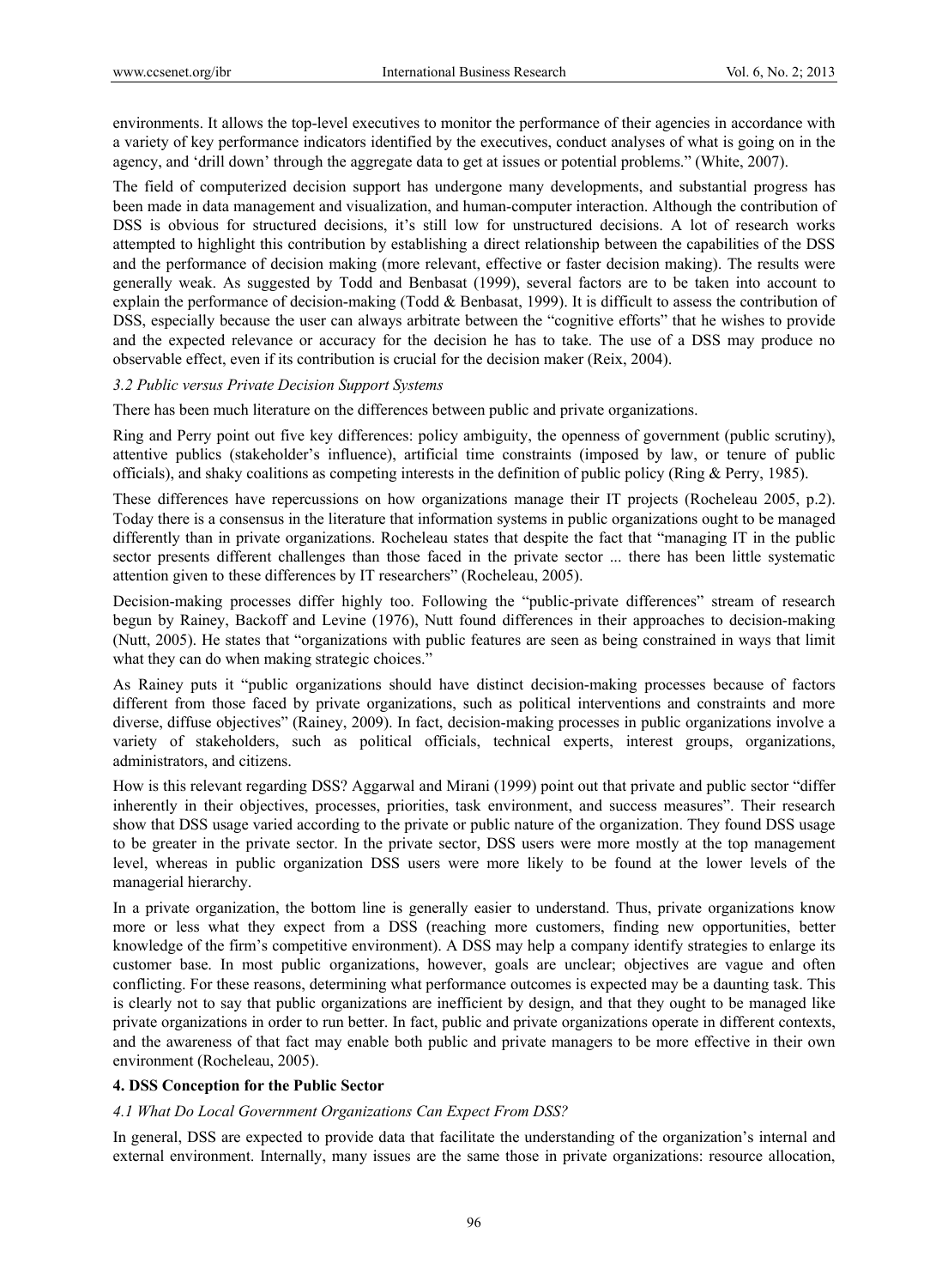environments. It allows the top-level executives to monitor the performance of their agencies in accordance with a variety of key performance indicators identified by the executives, conduct analyses of what is going on in the agency, and 'drill down' through the aggregate data to get at issues or potential problems." (White, 2007).

The field of computerized decision support has undergone many developments, and substantial progress has been made in data management and visualization, and human-computer interaction. Although the contribution of DSS is obvious for structured decisions, it's still low for unstructured decisions. A lot of research works attempted to highlight this contribution by establishing a direct relationship between the capabilities of the DSS and the performance of decision making (more relevant, effective or faster decision making). The results were generally weak. As suggested by Todd and Benbasat (1999), several factors are to be taken into account to explain the performance of decision-making (Todd & Benbasat, 1999). It is difficult to assess the contribution of DSS, especially because the user can always arbitrate between the "cognitive efforts" that he wishes to provide and the expected relevance or accuracy for the decision he has to take. The use of a DSS may produce no observable effect, even if its contribution is crucial for the decision maker (Reix, 2004).

### *3.2 Public versus Private Decision Support Systems*

There has been much literature on the differences between public and private organizations.

Ring and Perry point out five key differences: policy ambiguity, the openness of government (public scrutiny), attentive publics (stakeholder's influence), artificial time constraints (imposed by law, or tenure of public officials), and shaky coalitions as competing interests in the definition of public policy (Ring & Perry, 1985).

These differences have repercussions on how organizations manage their IT projects (Rocheleau 2005, p.2). Today there is a consensus in the literature that information systems in public organizations ought to be managed differently than in private organizations. Rocheleau states that despite the fact that "managing IT in the public sector presents different challenges than those faced in the private sector ... there has been little systematic attention given to these differences by IT researchers" (Rocheleau, 2005).

Decision-making processes differ highly too. Following the "public-private differences" stream of research begun by Rainey, Backoff and Levine (1976), Nutt found differences in their approaches to decision-making (Nutt, 2005). He states that "organizations with public features are seen as being constrained in ways that limit what they can do when making strategic choices."

As Rainey puts it "public organizations should have distinct decision-making processes because of factors different from those faced by private organizations, such as political interventions and constraints and more diverse, diffuse objectives" (Rainey, 2009). In fact, decision-making processes in public organizations involve a variety of stakeholders, such as political officials, technical experts, interest groups, organizations, administrators, and citizens.

How is this relevant regarding DSS? Aggarwal and Mirani (1999) point out that private and public sector "differ inherently in their objectives, processes, priorities, task environment, and success measures". Their research show that DSS usage varied according to the private or public nature of the organization. They found DSS usage to be greater in the private sector. In the private sector, DSS users were more mostly at the top management level, whereas in public organization DSS users were more likely to be found at the lower levels of the managerial hierarchy.

In a private organization, the bottom line is generally easier to understand. Thus, private organizations know more or less what they expect from a DSS (reaching more customers, finding new opportunities, better knowledge of the firm's competitive environment). A DSS may help a company identify strategies to enlarge its customer base. In most public organizations, however, goals are unclear; objectives are vague and often conflicting. For these reasons, determining what performance outcomes is expected may be a daunting task. This is clearly not to say that public organizations are inefficient by design, and that they ought to be managed like private organizations in order to run better. In fact, public and private organizations operate in different contexts, and the awareness of that fact may enable both public and private managers to be more effective in their own environment (Rocheleau, 2005).

## **4. DSS Conception for the Public Sector**

### *4.1 What Do Local Government Organizations Can Expect From DSS?*

In general, DSS are expected to provide data that facilitate the understanding of the organization's internal and external environment. Internally, many issues are the same those in private organizations: resource allocation,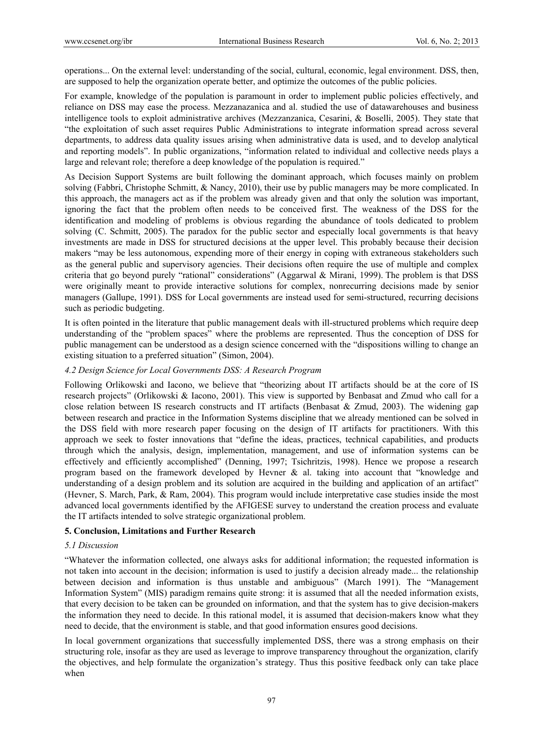operations... On the external level: understanding of the social, cultural, economic, legal environment. DSS, then, are supposed to help the organization operate better, and optimize the outcomes of the public policies.

For example, knowledge of the population is paramount in order to implement public policies effectively, and reliance on DSS may ease the process. Mezzanazanica and al. studied the use of datawarehouses and business intelligence tools to exploit administrative archives (Mezzanzanica, Cesarini, & Boselli, 2005). They state that "the exploitation of such asset requires Public Administrations to integrate information spread across several departments, to address data quality issues arising when administrative data is used, and to develop analytical and reporting models". In public organizations, "information related to individual and collective needs plays a large and relevant role; therefore a deep knowledge of the population is required."

As Decision Support Systems are built following the dominant approach, which focuses mainly on problem solving (Fabbri, Christophe Schmitt, & Nancy, 2010), their use by public managers may be more complicated. In this approach, the managers act as if the problem was already given and that only the solution was important, ignoring the fact that the problem often needs to be conceived first. The weakness of the DSS for the identification and modeling of problems is obvious regarding the abundance of tools dedicated to problem solving (C. Schmitt, 2005). The paradox for the public sector and especially local governments is that heavy investments are made in DSS for structured decisions at the upper level. This probably because their decision makers "may be less autonomous, expending more of their energy in coping with extraneous stakeholders such as the general public and supervisory agencies. Their decisions often require the use of multiple and complex criteria that go beyond purely "rational" considerations" (Aggarwal & Mirani, 1999). The problem is that DSS were originally meant to provide interactive solutions for complex, nonrecurring decisions made by senior managers (Gallupe, 1991). DSS for Local governments are instead used for semi-structured, recurring decisions such as periodic budgeting.

It is often pointed in the literature that public management deals with ill-structured problems which require deep understanding of the "problem spaces" where the problems are represented. Thus the conception of DSS for public management can be understood as a design science concerned with the "dispositions willing to change an existing situation to a preferred situation" (Simon, 2004).

### *4.2 Design Science for Local Governments DSS: A Research Program*

Following Orlikowski and Iacono, we believe that "theorizing about IT artifacts should be at the core of IS research projects" (Orlikowski & Iacono, 2001). This view is supported by Benbasat and Zmud who call for a close relation between IS research constructs and IT artifacts (Benbasat & Zmud, 2003). The widening gap between research and practice in the Information Systems discipline that we already mentioned can be solved in the DSS field with more research paper focusing on the design of IT artifacts for practitioners. With this approach we seek to foster innovations that "define the ideas, practices, technical capabilities, and products through which the analysis, design, implementation, management, and use of information systems can be effectively and efficiently accomplished" (Denning, 1997; Tsichritzis, 1998). Hence we propose a research program based on the framework developed by Hevner & al. taking into account that "knowledge and understanding of a design problem and its solution are acquired in the building and application of an artifact" (Hevner, S. March, Park, & Ram, 2004). This program would include interpretative case studies inside the most advanced local governments identified by the AFIGESE survey to understand the creation process and evaluate the IT artifacts intended to solve strategic organizational problem.

## 5. Conclusion, Limitations and Further Research

### *5.1 Discussion*

"Whatever the information collected, one always asks for additional information; the requested information is not taken into account in the decision; information is used to justify a decision already made... the relationship between decision and information is thus unstable and ambiguous" (March 1991). The "Management Information System" (MIS) paradigm remains quite strong: it is assumed that all the needed information exists, that every decision to be taken can be grounded on information, and that the system has to give decision-makers the information they need to decide. In this rational model, it is assumed that decision-makers know what they need to decide, that the environment is stable, and that good information ensures good decisions.

In local government organizations that successfully implemented DSS, there was a strong emphasis on their structuring role, insofar as they are used as leverage to improve transparency throughout the organization, clarify the objectives, and help formulate the organization's strategy. Thus this positive feedback only can take place when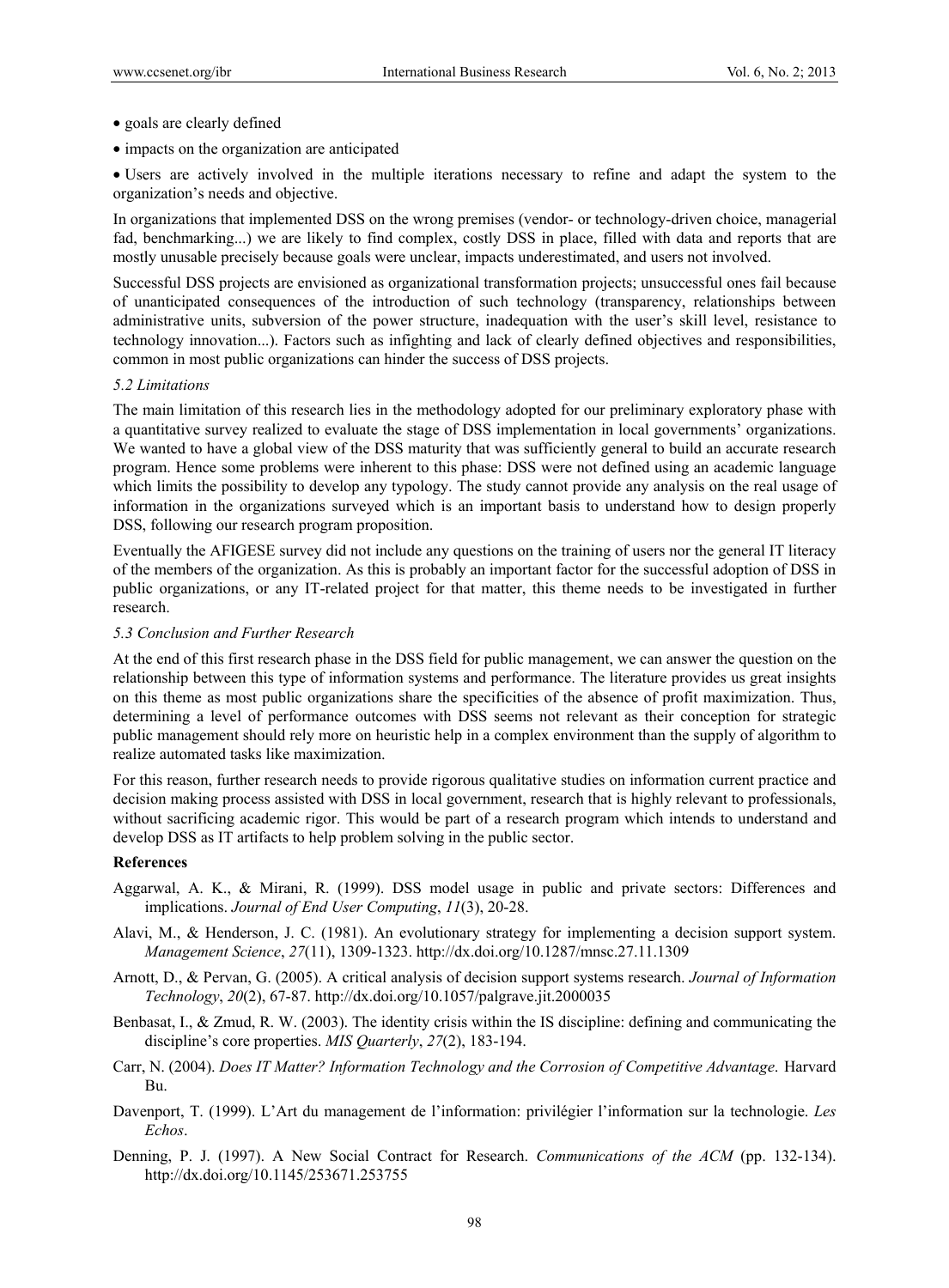- goals are clearly defined
- impacts on the organization are anticipated
- Users are actively involved in the multiple iterations necessary to refine and adapt the system to the organization's needs and objective.

In organizations that implemented DSS on the wrong premises (vendor- or technology-driven choice, managerial fad, benchmarking...) we are likely to find complex, costly DSS in place, filled with data and reports that are mostly unusable precisely because goals were unclear, impacts underestimated, and users not involved.

Successful DSS projects are envisioned as organizational transformation projects; unsuccessful ones fail because of unanticipated consequences of the introduction of such technology (transparency, relationships between administrative units, subversion of the power structure, inadequation with the user's skill level, resistance to technology innovation...). Factors such as infighting and lack of clearly defined objectives and responsibilities, common in most public organizations can hinder the success of DSS projects.

### *5.2 Limitations*

The main limitation of this research lies in the methodology adopted for our preliminary exploratory phase with a quantitative survey realized to evaluate the stage of DSS implementation in local governments' organizations. We wanted to have a global view of the DSS maturity that was sufficiently general to build an accurate research program. Hence some problems were inherent to this phase: DSS were not defined using an academic language which limits the possibility to develop any typology. The study cannot provide any analysis on the real usage of information in the organizations surveyed which is an important basis to understand how to design properly DSS, following our research program proposition.

Eventually the AFIGESE survey did not include any questions on the training of users nor the general IT literacy of the members of the organization. As this is probably an important factor for the successful adoption of DSS in public organizations, or any IT-related project for that matter, this theme needs to be investigated in further research.

### *5.3 Conclusion and Further Research*

At the end of this first research phase in the DSS field for public management, we can answer the question on the relationship between this type of information systems and performance. The literature provides us great insights on this theme as most public organizations share the specificities of the absence of profit maximization. Thus, determining a level of performance outcomes with DSS seems not relevant as their conception for strategic public management should rely more on heuristic help in a complex environment than the supply of algorithm to realize automated tasks like maximization.

For this reason, further research needs to provide rigorous qualitative studies on information current practice and decision making process assisted with DSS in local government, research that is highly relevant to professionals, without sacrificing academic rigor. This would be part of a research program which intends to understand and develop DSS as IT artifacts to help problem solving in the public sector.

## References

Aggarwal, A. K., & Mirani, R. (1999). DSS model usage in public and private sectors: Differences and implications. *Journal of End User Computing*, *11*(3), 20-28.

Alavi, M., & Henderson, J. C. (1981). An evolutionary strategy for implementing a decision support system. *Management Science*, *27*(11), 1309-1323. http://dx.doi.org/10.1287/mnsc.27.11.1309

Arnott, D., & Pervan, G. (2005). A critical analysis of decision support systems research. *Journal of Information Technology*, *20*(2), 67-87. http://dx.doi.org/10.1057/palgrave.jit.2000035

Benbasat, I., & Zmud, R. W. (2003). The identity crisis within the IS discipline: defining and communicating the discipline's core properties. *MIS Quarterly*, *27*(2), 183-194.

Carr, N. (2004). *Does IT Matter? Information Technology and the Corrosion of Competitive Advantage*. Harvard Bu.

Davenport, T. (1999). L'Art du management de l'information: privilégier l'information sur la technologie. *Les Echos*.

Denning, P. J. (1997). A New Social Contract for Research. *Communications of the ACM* (pp. 132-134). http://dx.doi.org/10.1145/253671.253755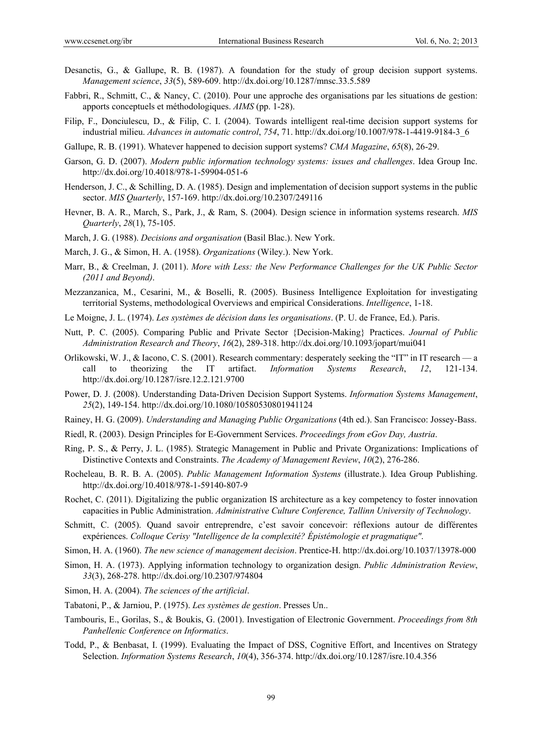Desanctis, G., & Gallupe, R. B. (1987). A foundation for the study of group decision support systems. *Management science*, *33*(5), 589-609. http://dx.doi.org/10.1287/mnsc.33.5.589

Fabbri, R., Schmitt, C., & Nancy, C. (2010). Pour une approche des organisations par les situations de gestion: apports conceptuels et méthodologiques. *AIMS* (pp. 1-28).

Filip, F., Donciulescu, D., & Filip, C. I. (2004). Towards intelligent real-time decision support systems for industrial milieu. *Advances in automatic control*, *754*, 71. http://dx.doi.org/10.1007/978-1-4419-9184-3_6

Gallupe, R. B. (1991). Whatever happened to decision support systems? *CMA Magazine*, *65*(8), 26-29.

Garson, G. D. (2007). *Modern public information technology systems: issues and challenges*. Idea Group Inc. http://dx.doi.org/10.4018/978-1-59904-051-6

Henderson, J. C., & Schilling, D. A. (1985). Design and implementation of decision support systems in the public sector. *MIS Quarterly*, 157-169. http://dx.doi.org/10.2307/249116

Hevner, B. A. R., March, S., Park, J., & Ram, S. (2004). Design science in information systems research. *MIS Quarterly*, *28*(1), 75-105.

March, J. G. (1988). *Decisions and organisation* (Basil Blac.). New York.

March, J. G., & Simon, H. A. (1958). *Organizations* (Wiley.). New York.

Marr, B., & Creelman, J. (2011). *More with Less: the New Performance Challenges for the UK Public Sector (2011 and Beyond)*.

Mezzanzanica, M., Cesarini, M., & Boselli, R. (2005). Business Intelligence Exploitation for investigating territorial Systems, methodological Overviews and empirical Considerations. *Intelligence*, 1-18.

Le Moigne, J. L. (1974). *Les systèmes de décision dans les organisations*. (P. U. de France, Ed.). Paris.

Nutt, P. C. (2005). Comparing Public and Private Sector {Decision-Making} Practices. *Journal of Public Administration Research and Theory*, *16*(2), 289-318. http://dx.doi.org/10.1093/jopart/mui041

Orlikowski, W. J., & Iacono, C. S. (2001). Research commentary: desperately seeking the "IT" in IT research — a call to theorizing the IT artifact. *Information Systems Research*, *12*, 121-134. http://dx.doi.org/10.1287/isre.12.2.121.9700

Power, D. J. (2008). Understanding Data-Driven Decision Support Systems. *Information Systems Management*, *25*(2), 149-154. http://dx.doi.org/10.1080/10580530801941124

Rainey, H. G. (2009). *Understanding and Managing Public Organizations* (4th ed.). San Francisco: Jossey-Bass.

Riedl, R. (2003). Design Principles for E-Government Services. *Proceedings from eGov Day, Austria*.

Ring, P. S., & Perry, J. L. (1985). Strategic Management in Public and Private Organizations: Implications of Distinctive Contexts and Constraints. *The Academy of Management Review*, *10*(2), 276-286.

Rocheleau, B. R. B. A. (2005). *Public Management Information Systems* (illustrate.). Idea Group Publishing. http://dx.doi.org/10.4018/978-1-59140-807-9

Rochet, C. (2011). Digitalizing the public organization IS architecture as a key competency to foster innovation capacities in Public Administration. *Administrative Culture Conference, Tallinn University of Technology*.

Schmitt, C. (2005). Quand savoir entreprendre, c'est savoir concevoir: réflexions autour de différentes expériences. *Colloque Cerisy "Intelligence de la complexité? Épistémologie et pragmatique"*.

Simon, H. A. (1960). *The new science of management decision*. Prentice-H. http://dx.doi.org/10.1037/13978-000

Simon, H. A. (1973). Applying information technology to organization design. *Public Administration Review*, *33*(3), 268-278. http://dx.doi.org/10.2307/974804

Simon, H. A. (2004). *The sciences of the artificial*.

Tabatoni, P., & Jarniou, P. (1975). *Les systèmes de gestion*. Presses Un..

Tambouris, E., Gorilas, S., & Boukis, G. (2001). Investigation of Electronic Government. *Proceedings from 8th Panhellenic Conference on Informatics*.

Todd, P., & Benbasat, I. (1999). Evaluating the Impact of DSS, Cognitive Effort, and Incentives on Strategy Selection. *Information Systems Research*, *10*(4), 356-374. http://dx.doi.org/10.1287/isre.10.4.356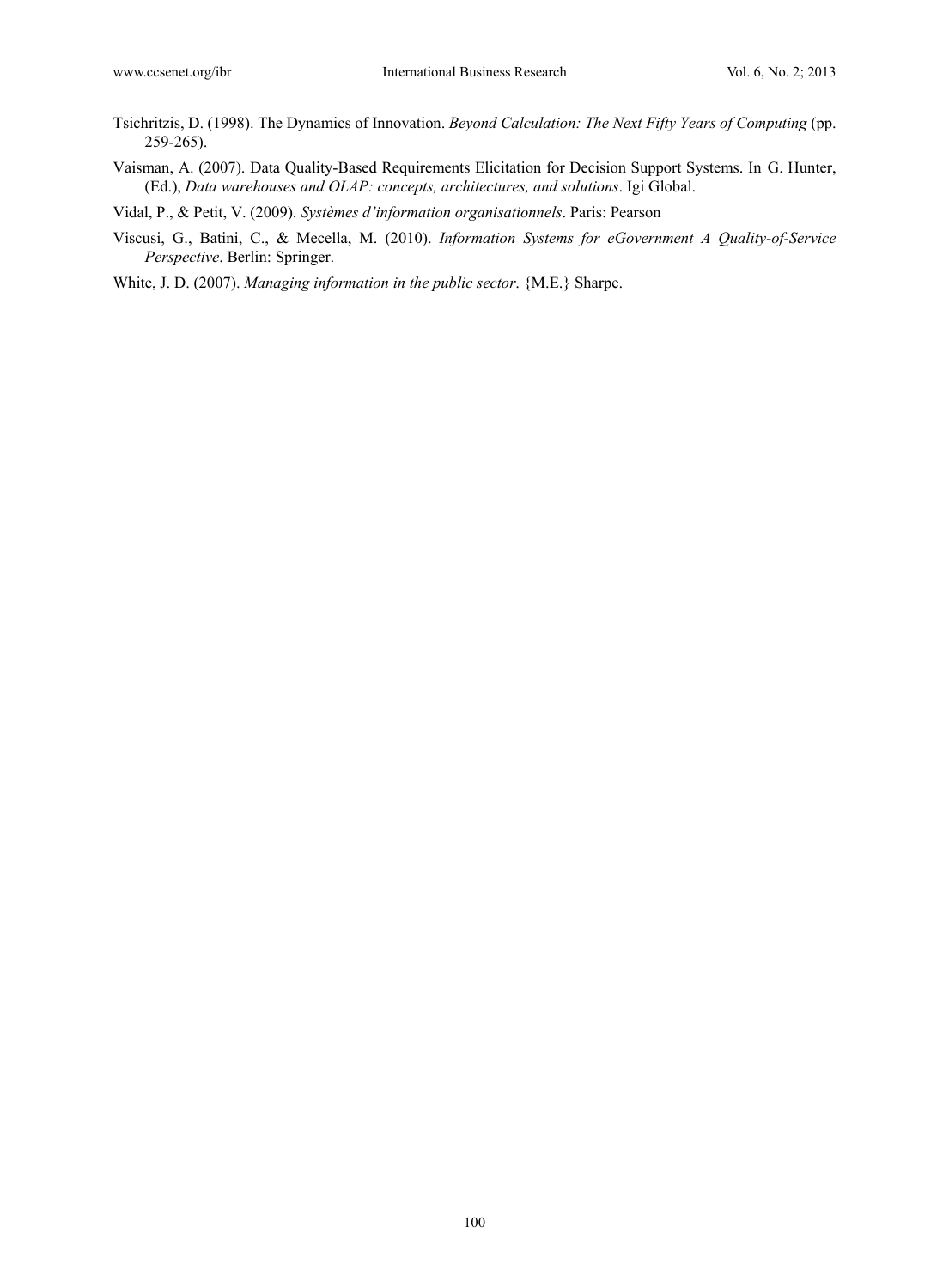Tsichritzis, D. (1998). The Dynamics of Innovation. *Beyond Calculation: The Next Fifty Years of Computing* (pp. 259-265).

Vaisman, A. (2007). Data Quality-Based Requirements Elicitation for Decision Support Systems. In G. Hunter, (Ed.), *Data warehouses and OLAP: concepts, architectures, and solutions*. Igi Global.

Vidal, P., & Petit, V. (2009). *Systèmes d'information organisationnels*. Paris: Pearson

Viscusi, G., Batini, C., & Mecella, M. (2010). *Information Systems for eGovernment A Quality-of-Service Perspective*. Berlin: Springer.

White, J. D. (2007). *Managing information in the public sector*. {M.E.} Sharpe.